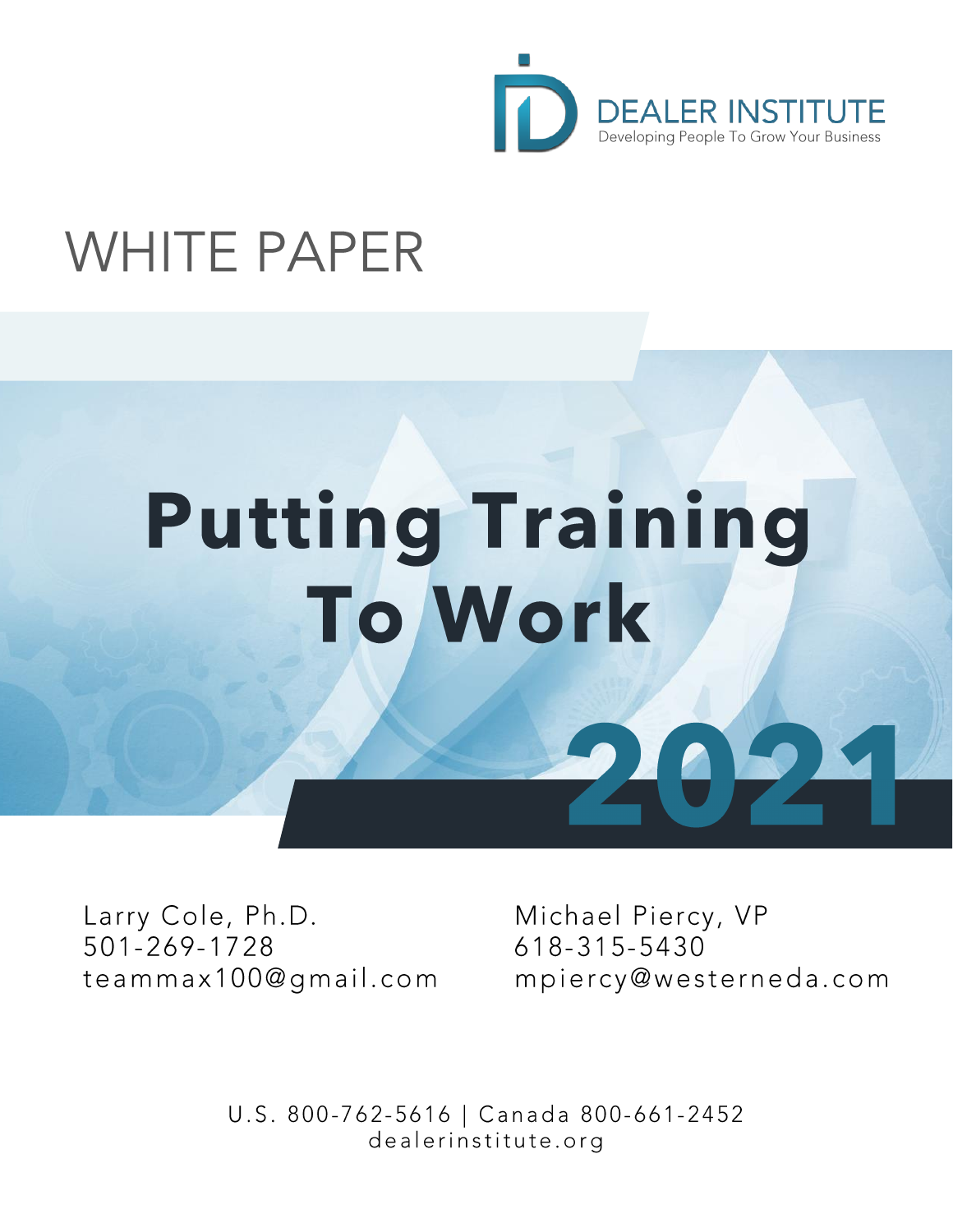DEALER INSTITUTE

Developing People To Grow Your Business

WHITE PAPER

# Putting Training To Work

## 2021

Larry Cole, Ph.D.
501-269-1728
teammax100@gmail.com

Michael Piercy, VP
618-315-5430
mpiercy@westerneda.com

U.S. 800-762-5616 | Canada 800-661-2452
dealerinstitute.org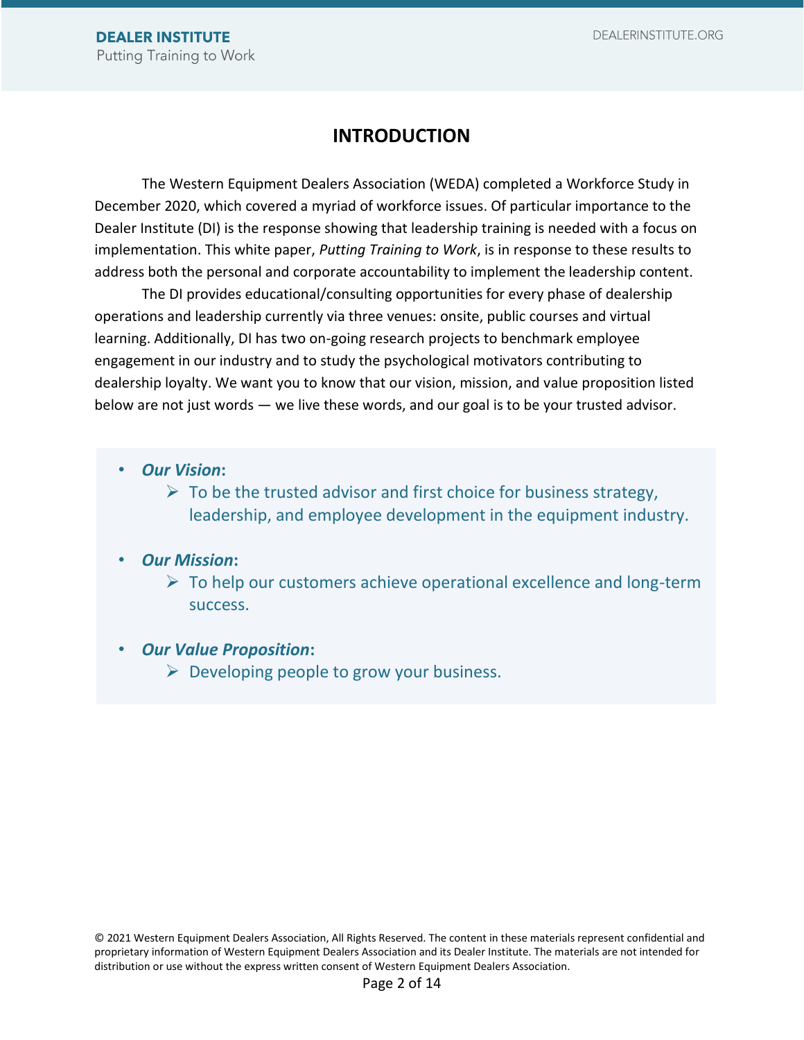# INTRODUCTION

The Western Equipment Dealers Association (WEDA) completed a Workforce Study in December 2020, which covered a myriad of workforce issues. Of particular importance to the Dealer Institute (DI) is the response showing that leadership training is needed with a focus on implementation. This white paper, *Putting Training to Work*, is in response to these results to address both the personal and corporate accountability to implement the leadership content.

The DI provides educational/consulting opportunities for every phase of dealership operations and leadership currently via three venues: onsite, public courses and virtual learning. Additionally, DI has two on-going research projects to benchmark employee engagement in our industry and to study the psychological motivators contributing to dealership loyalty. We want you to know that our vision, mission, and value proposition listed below are not just words — we live these words, and our goal is to be your trusted advisor.

- ***Our Vision*:**
  - To be the trusted advisor and first choice for business strategy, leadership, and employee development in the equipment industry.
- ***Our Mission*:**
  - To help our customers achieve operational excellence and long-term success.
- ***Our Value Proposition*:**
  - Developing people to grow your business.

© 2021 Western Equipment Dealers Association, All Rights Reserved. The content in these materials represent confidential and proprietary information of Western Equipment Dealers Association and its Dealer Institute. The materials are not intended for distribution or use without the express written consent of Western Equipment Dealers Association.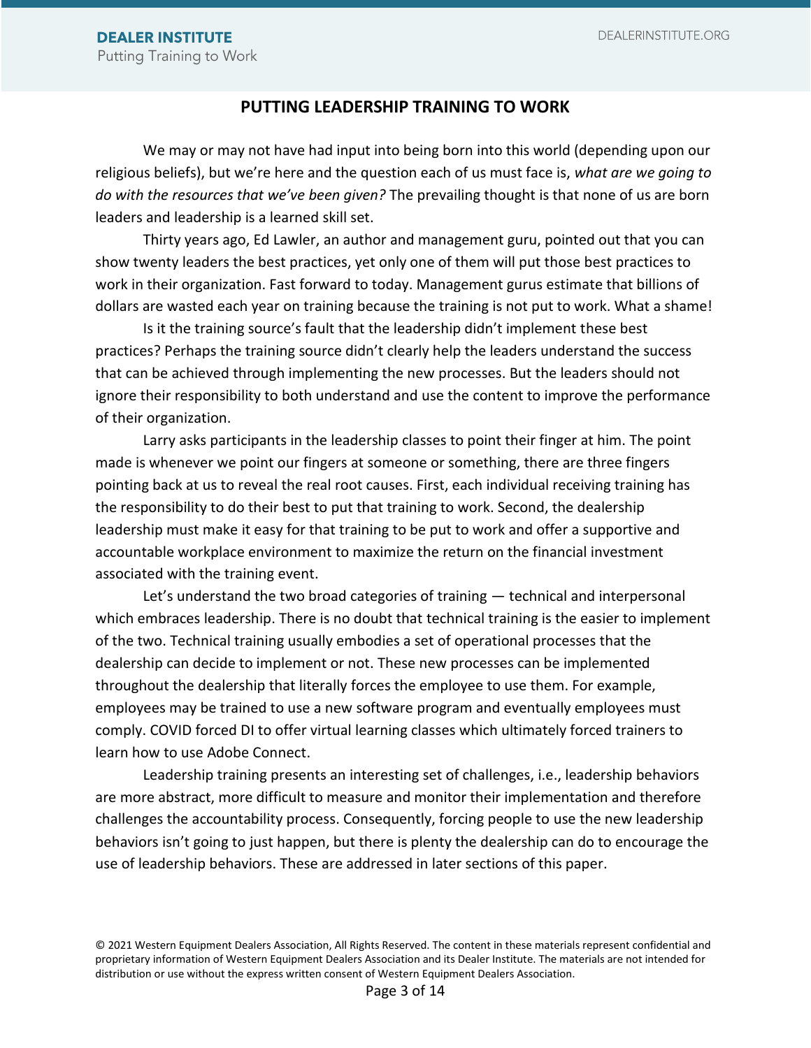## PUTTING LEADERSHIP TRAINING TO WORK

We may or may not have had input into being born into this world (depending upon our religious beliefs), but we're here and the question each of us must face is, *what are we going to do with the resources that we've been given?* The prevailing thought is that none of us are born leaders and leadership is a learned skill set.

Thirty years ago, Ed Lawler, an author and management guru, pointed out that you can show twenty leaders the best practices, yet only one of them will put those best practices to work in their organization. Fast forward to today. Management gurus estimate that billions of dollars are wasted each year on training because the training is not put to work. What a shame!

Is it the training source's fault that the leadership didn't implement these best practices? Perhaps the training source didn't clearly help the leaders understand the success that can be achieved through implementing the new processes. But the leaders should not ignore their responsibility to both understand and use the content to improve the performance of their organization.

Larry asks participants in the leadership classes to point their finger at him. The point made is whenever we point our fingers at someone or something, there are three fingers pointing back at us to reveal the real root causes. First, each individual receiving training has the responsibility to do their best to put that training to work. Second, the dealership leadership must make it easy for that training to be put to work and offer a supportive and accountable workplace environment to maximize the return on the financial investment associated with the training event.

Let's understand the two broad categories of training — technical and interpersonal which embraces leadership. There is no doubt that technical training is the easier to implement of the two. Technical training usually embodies a set of operational processes that the dealership can decide to implement or not. These new processes can be implemented throughout the dealership that literally forces the employee to use them. For example, employees may be trained to use a new software program and eventually employees must comply. COVID forced DI to offer virtual learning classes which ultimately forced trainers to learn how to use Adobe Connect.

Leadership training presents an interesting set of challenges, i.e., leadership behaviors are more abstract, more difficult to measure and monitor their implementation and therefore challenges the accountability process. Consequently, forcing people to use the new leadership behaviors isn't going to just happen, but there is plenty the dealership can do to encourage the use of leadership behaviors. These are addressed in later sections of this paper.

© 2021 Western Equipment Dealers Association, All Rights Reserved. The content in these materials represent confidential and proprietary information of Western Equipment Dealers Association and its Dealer Institute. The materials are not intended for distribution or use without the express written consent of Western Equipment Dealers Association.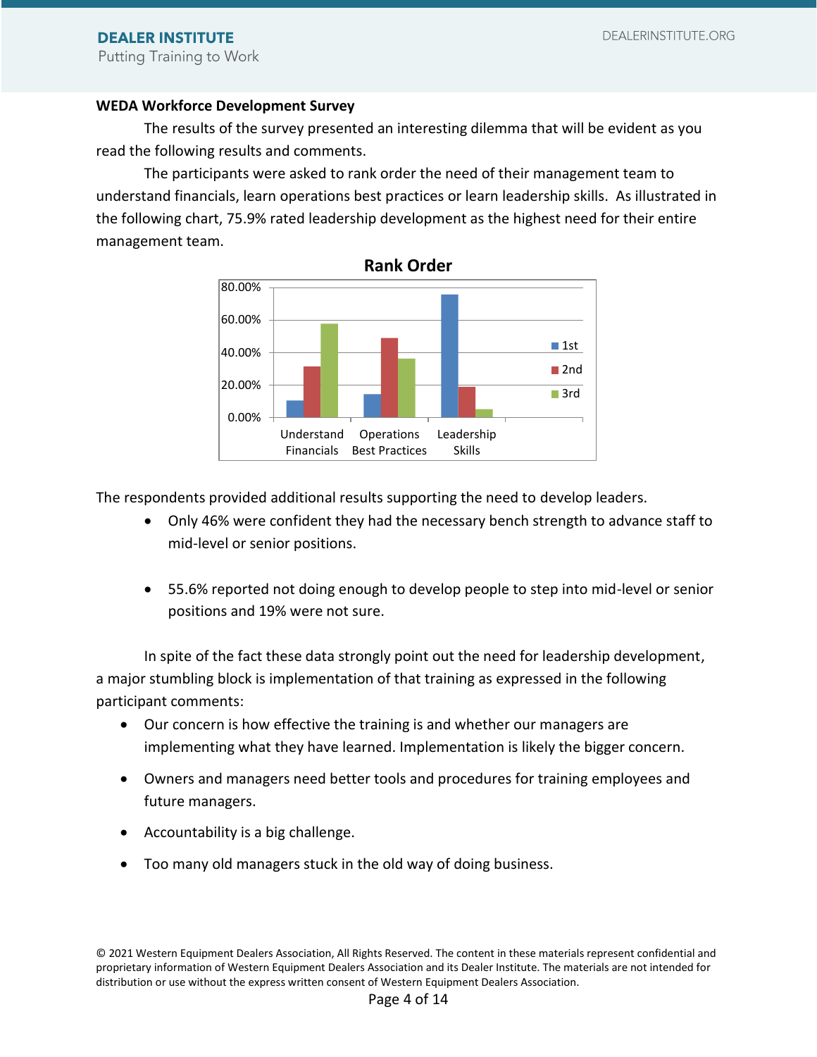### WEDA Workforce Development Survey

The results of the survey presented an interesting dilemma that will be evident as you read the following results and comments.

The participants were asked to rank order the need of their management team to understand financials, learn operations best practices or learn leadership skills. As illustrated in the following chart, 75.9% rated leadership development as the highest need for their entire management team.

The respondents provided additional results supporting the need to develop leaders.

- Only 46% were confident they had the necessary bench strength to advance staff to mid-level or senior positions.
- 55.6% reported not doing enough to develop people to step into mid-level or senior positions and 19% were not sure.

In spite of the fact these data strongly point out the need for leadership development, a major stumbling block is implementation of that training as expressed in the following participant comments:

- Our concern is how effective the training is and whether our managers are implementing what they have learned. Implementation is likely the bigger concern.
- Owners and managers need better tools and procedures for training employees and future managers.
- Accountability is a big challenge.
- Too many old managers stuck in the old way of doing business.

© 2021 Western Equipment Dealers Association, All Rights Reserved. The content in these materials represent confidential and proprietary information of Western Equipment Dealers Association and its Dealer Institute. The materials are not intended for distribution or use without the express written consent of Western Equipment Dealers Association.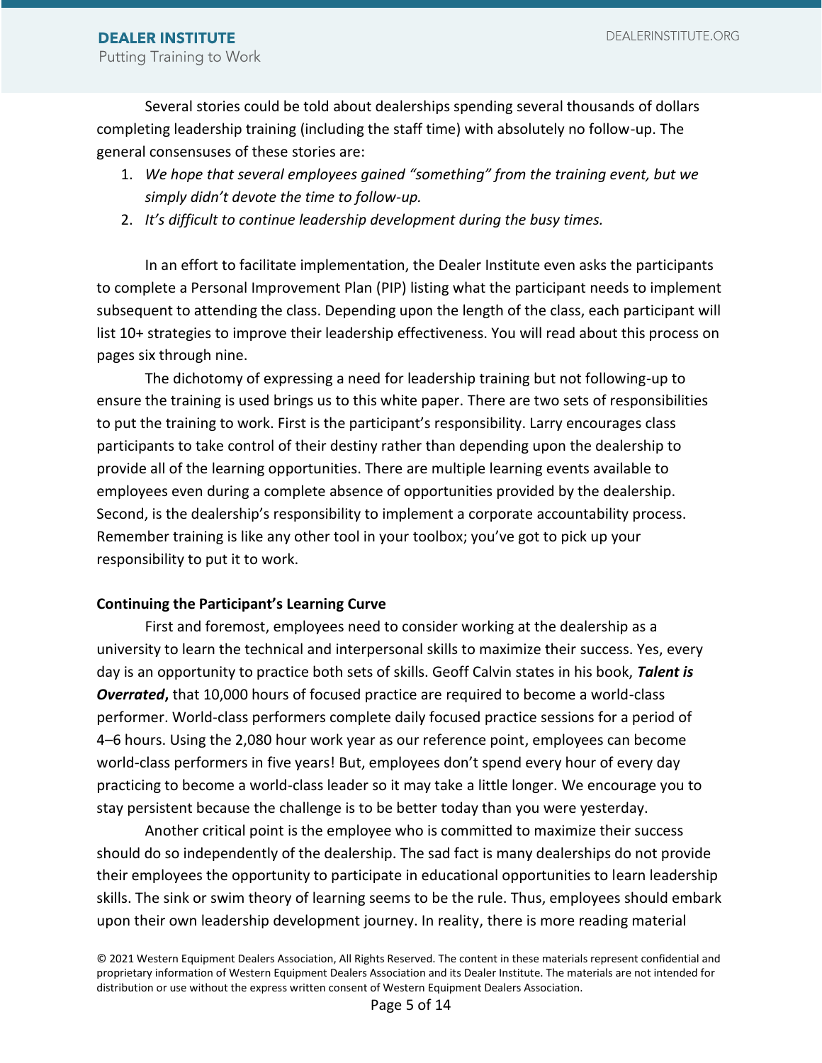Several stories could be told about dealerships spending several thousands of dollars completing leadership training (including the staff time) with absolutely no follow-up. The general consensuses of these stories are:

1. *We hope that several employees gained "something" from the training event, but we simply didn't devote the time to follow-up.*
2. *It's difficult to continue leadership development during the busy times.*

In an effort to facilitate implementation, the Dealer Institute even asks the participants to complete a Personal Improvement Plan (PIP) listing what the participant needs to implement subsequent to attending the class. Depending upon the length of the class, each participant will list 10+ strategies to improve their leadership effectiveness. You will read about this process on pages six through nine.

The dichotomy of expressing a need for leadership training but not following-up to ensure the training is used brings us to this white paper. There are two sets of responsibilities to put the training to work. First is the participant's responsibility. Larry encourages class participants to take control of their destiny rather than depending upon the dealership to provide all of the learning opportunities. There are multiple learning events available to employees even during a complete absence of opportunities provided by the dealership. Second, is the dealership's responsibility to implement a corporate accountability process. Remember training is like any other tool in your toolbox; you've got to pick up your responsibility to put it to work.

**Continuing the Participant's Learning Curve**

First and foremost, employees need to consider working at the dealership as a university to learn the technical and interpersonal skills to maximize their success. Yes, every day is an opportunity to practice both sets of skills. Geoff Calvin states in his book, ***Talent is Overrated***, that 10,000 hours of focused practice are required to become a world-class performer. World-class performers complete daily focused practice sessions for a period of 4–6 hours. Using the 2,080 hour work year as our reference point, employees can become world-class performers in five years! But, employees don't spend every hour of every day practicing to become a world-class leader so it may take a little longer. We encourage you to stay persistent because the challenge is to be better today than you were yesterday.

Another critical point is the employee who is committed to maximize their success should do so independently of the dealership. The sad fact is many dealerships do not provide their employees the opportunity to participate in educational opportunities to learn leadership skills. The sink or swim theory of learning seems to be the rule. Thus, employees should embark upon their own leadership development journey. In reality, there is more reading material

© 2021 Western Equipment Dealers Association, All Rights Reserved. The content in these materials represent confidential and proprietary information of Western Equipment Dealers Association and its Dealer Institute. The materials are not intended for distribution or use without the express written consent of Western Equipment Dealers Association.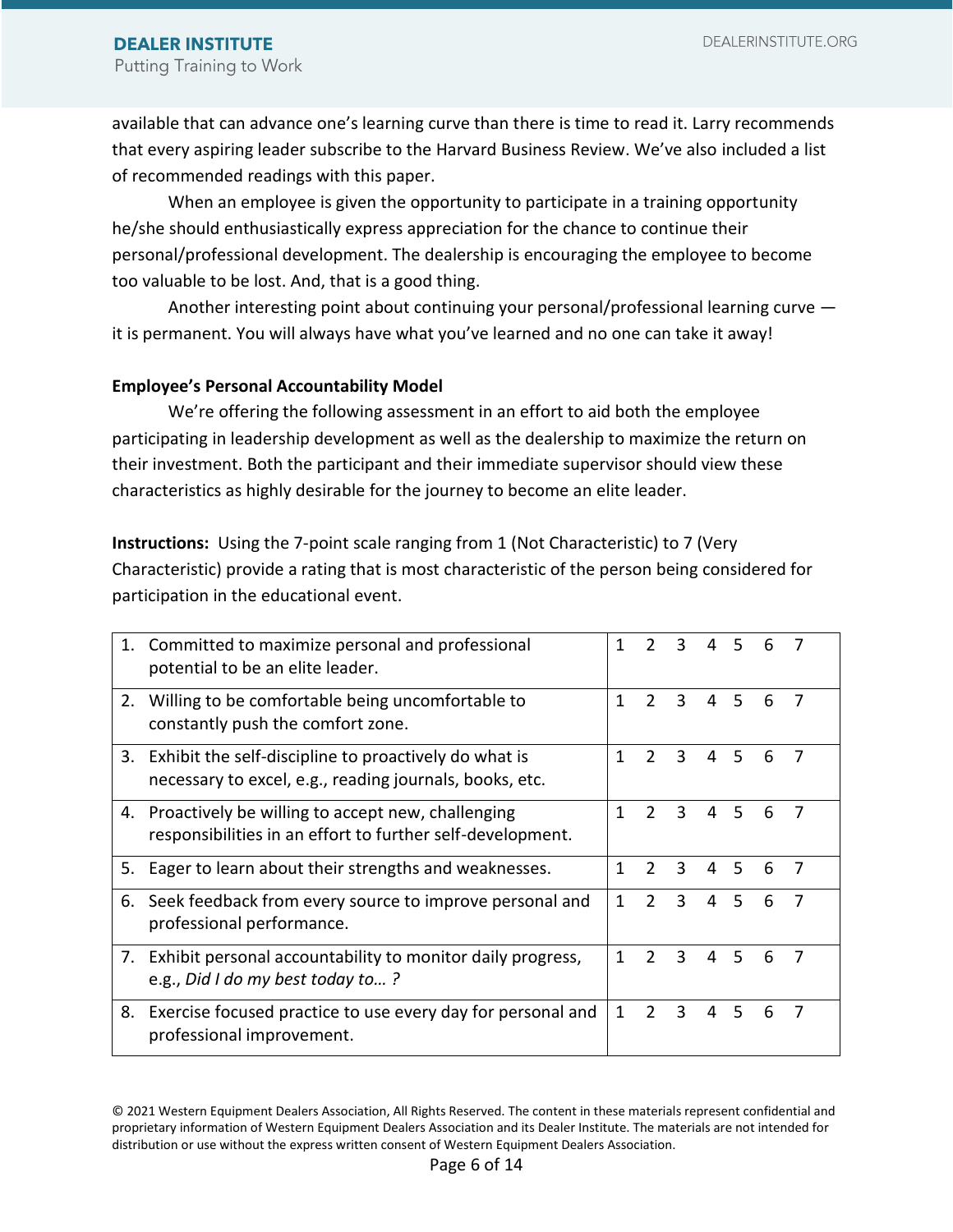available that can advance one's learning curve than there is time to read it. Larry recommends that every aspiring leader subscribe to the Harvard Business Review. We've also included a list of recommended readings with this paper.

When an employee is given the opportunity to participate in a training opportunity he/she should enthusiastically express appreciation for the chance to continue their personal/professional development. The dealership is encouraging the employee to become too valuable to be lost. And, that is a good thing.

Another interesting point about continuing your personal/professional learning curve — it is permanent. You will always have what you've learned and no one can take it away!

**Employee's Personal Accountability Model**

We're offering the following assessment in an effort to aid both the employee participating in leadership development as well as the dealership to maximize the return on their investment. Both the participant and their immediate supervisor should view these characteristics as highly desirable for the journey to become an elite leader.

**Instructions:** Using the 7-point scale ranging from 1 (Not Characteristic) to 7 (Very Characteristic) provide a rating that is most characteristic of the person being considered for participation in the educational event.

| Characteristic | Rating |
|---|---|
| 1. Committed to maximize personal and professional potential to be an elite leader. | 1 2 3 4 5 6 7 |
| 2. Willing to be comfortable being uncomfortable to constantly push the comfort zone. | 1 2 3 4 5 6 7 |
| 3. Exhibit the self-discipline to proactively do what is necessary to excel, e.g., reading journals, books, etc. | 1 2 3 4 5 6 7 |
| 4. Proactively be willing to accept new, challenging responsibilities in an effort to further self-development. | 1 2 3 4 5 6 7 |
| 5. Eager to learn about their strengths and weaknesses. | 1 2 3 4 5 6 7 |
| 6. Seek feedback from every source to improve personal and professional performance. | 1 2 3 4 5 6 7 |
| 7. Exhibit personal accountability to monitor daily progress, e.g., *Did I do my best today to… ?* | 1 2 3 4 5 6 7 |
| 8. Exercise focused practice to use every day for personal and professional improvement. | 1 2 3 4 5 6 7 |

© 2021 Western Equipment Dealers Association, All Rights Reserved. The content in these materials represent confidential and proprietary information of Western Equipment Dealers Association and its Dealer Institute. The materials are not intended for distribution or use without the express written consent of Western Equipment Dealers Association.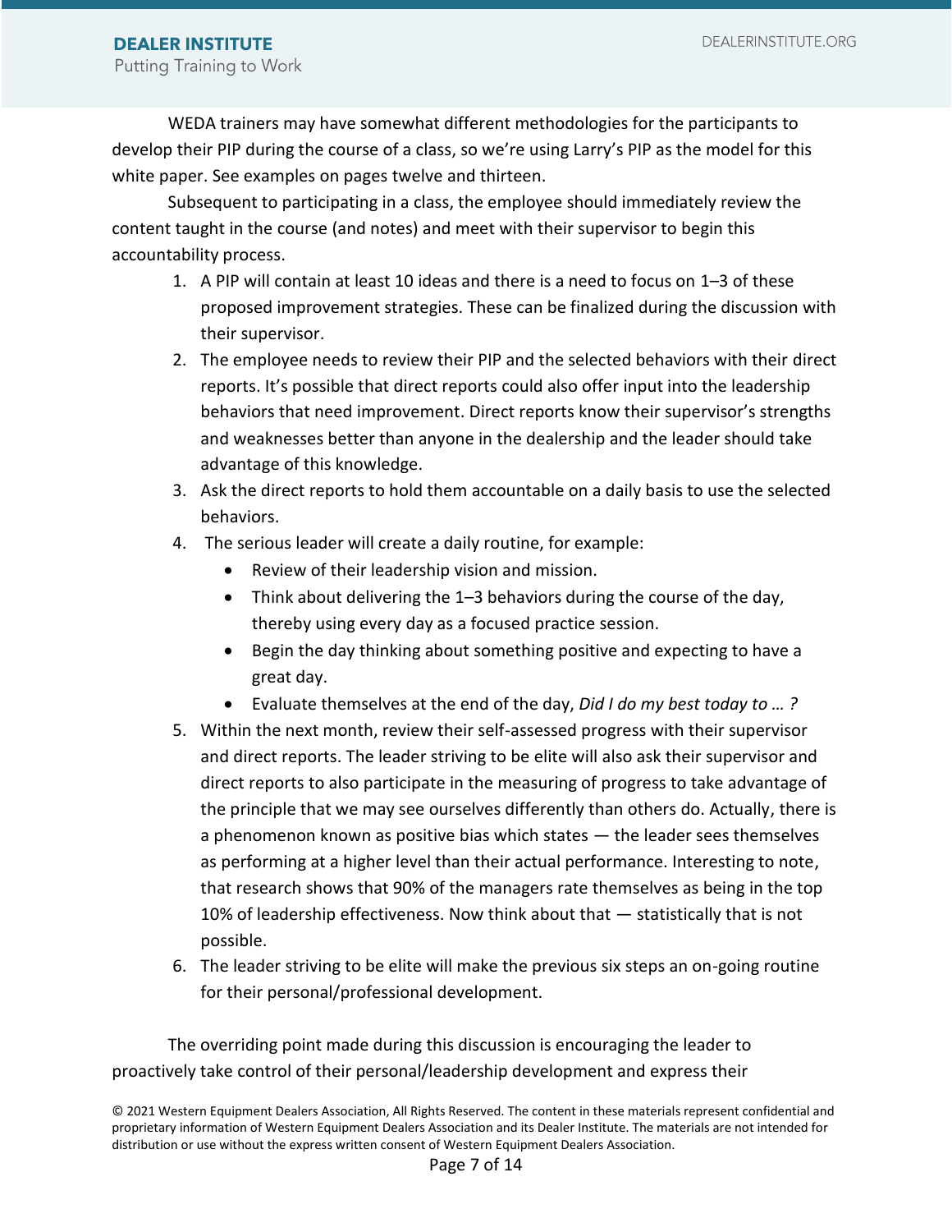WEDA trainers may have somewhat different methodologies for the participants to develop their PIP during the course of a class, so we're using Larry's PIP as the model for this white paper. See examples on pages twelve and thirteen.

Subsequent to participating in a class, the employee should immediately review the content taught in the course (and notes) and meet with their supervisor to begin this accountability process.

1. A PIP will contain at least 10 ideas and there is a need to focus on 1–3 of these proposed improvement strategies. These can be finalized during the discussion with their supervisor.
2. The employee needs to review their PIP and the selected behaviors with their direct reports. It's possible that direct reports could also offer input into the leadership behaviors that need improvement. Direct reports know their supervisor's strengths and weaknesses better than anyone in the dealership and the leader should take advantage of this knowledge.
3. Ask the direct reports to hold them accountable on a daily basis to use the selected behaviors.
4. The serious leader will create a daily routine, for example:
   - Review of their leadership vision and mission.
   - Think about delivering the 1–3 behaviors during the course of the day, thereby using every day as a focused practice session.
   - Begin the day thinking about something positive and expecting to have a great day.
   - Evaluate themselves at the end of the day, *Did I do my best today to … ?*
5. Within the next month, review their self-assessed progress with their supervisor and direct reports. The leader striving to be elite will also ask their supervisor and direct reports to also participate in the measuring of progress to take advantage of the principle that we may see ourselves differently than others do. Actually, there is a phenomenon known as positive bias which states — the leader sees themselves as performing at a higher level than their actual performance. Interesting to note, that research shows that 90% of the managers rate themselves as being in the top 10% of leadership effectiveness. Now think about that — statistically that is not possible.
6. The leader striving to be elite will make the previous six steps an on-going routine for their personal/professional development.

The overriding point made during this discussion is encouraging the leader to proactively take control of their personal/leadership development and express their

© 2021 Western Equipment Dealers Association, All Rights Reserved. The content in these materials represent confidential and proprietary information of Western Equipment Dealers Association and its Dealer Institute. The materials are not intended for distribution or use without the express written consent of Western Equipment Dealers Association.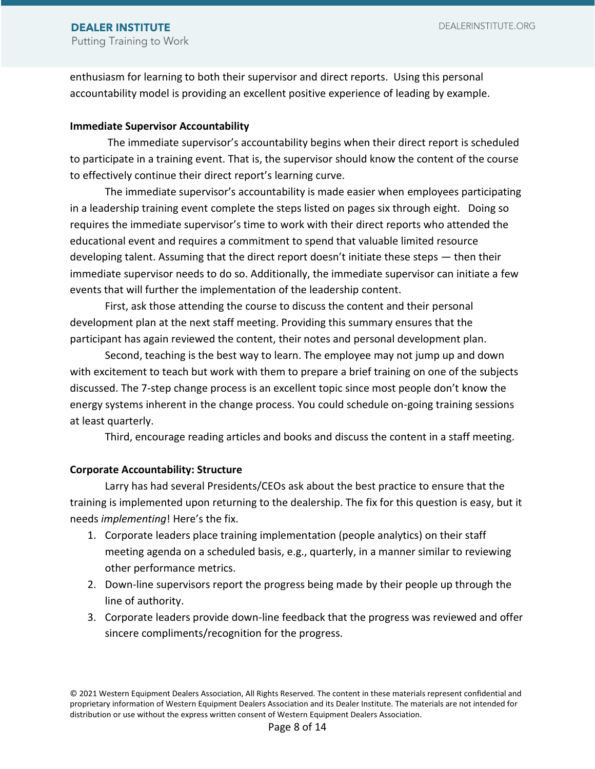enthusiasm for learning to both their supervisor and direct reports. Using this personal accountability model is providing an excellent positive experience of leading by example.

**Immediate Supervisor Accountability**

The immediate supervisor's accountability begins when their direct report is scheduled to participate in a training event. That is, the supervisor should know the content of the course to effectively continue their direct report's learning curve.

The immediate supervisor's accountability is made easier when employees participating in a leadership training event complete the steps listed on pages six through eight. Doing so requires the immediate supervisor's time to work with their direct reports who attended the educational event and requires a commitment to spend that valuable limited resource developing talent. Assuming that the direct report doesn't initiate these steps — then their immediate supervisor needs to do so. Additionally, the immediate supervisor can initiate a few events that will further the implementation of the leadership content.

First, ask those attending the course to discuss the content and their personal development plan at the next staff meeting. Providing this summary ensures that the participant has again reviewed the content, their notes and personal development plan.

Second, teaching is the best way to learn. The employee may not jump up and down with excitement to teach but work with them to prepare a brief training on one of the subjects discussed. The 7-step change process is an excellent topic since most people don't know the energy systems inherent in the change process. You could schedule on-going training sessions at least quarterly.

Third, encourage reading articles and books and discuss the content in a staff meeting.

**Corporate Accountability: Structure**

Larry has had several Presidents/CEOs ask about the best practice to ensure that the training is implemented upon returning to the dealership. The fix for this question is easy, but it needs *implementing*! Here's the fix.

1. Corporate leaders place training implementation (people analytics) on their staff meeting agenda on a scheduled basis, e.g., quarterly, in a manner similar to reviewing other performance metrics.
2. Down-line supervisors report the progress being made by their people up through the line of authority.
3. Corporate leaders provide down-line feedback that the progress was reviewed and offer sincere compliments/recognition for the progress.

© 2021 Western Equipment Dealers Association, All Rights Reserved. The content in these materials represent confidential and proprietary information of Western Equipment Dealers Association and its Dealer Institute. The materials are not intended for distribution or use without the express written consent of Western Equipment Dealers Association.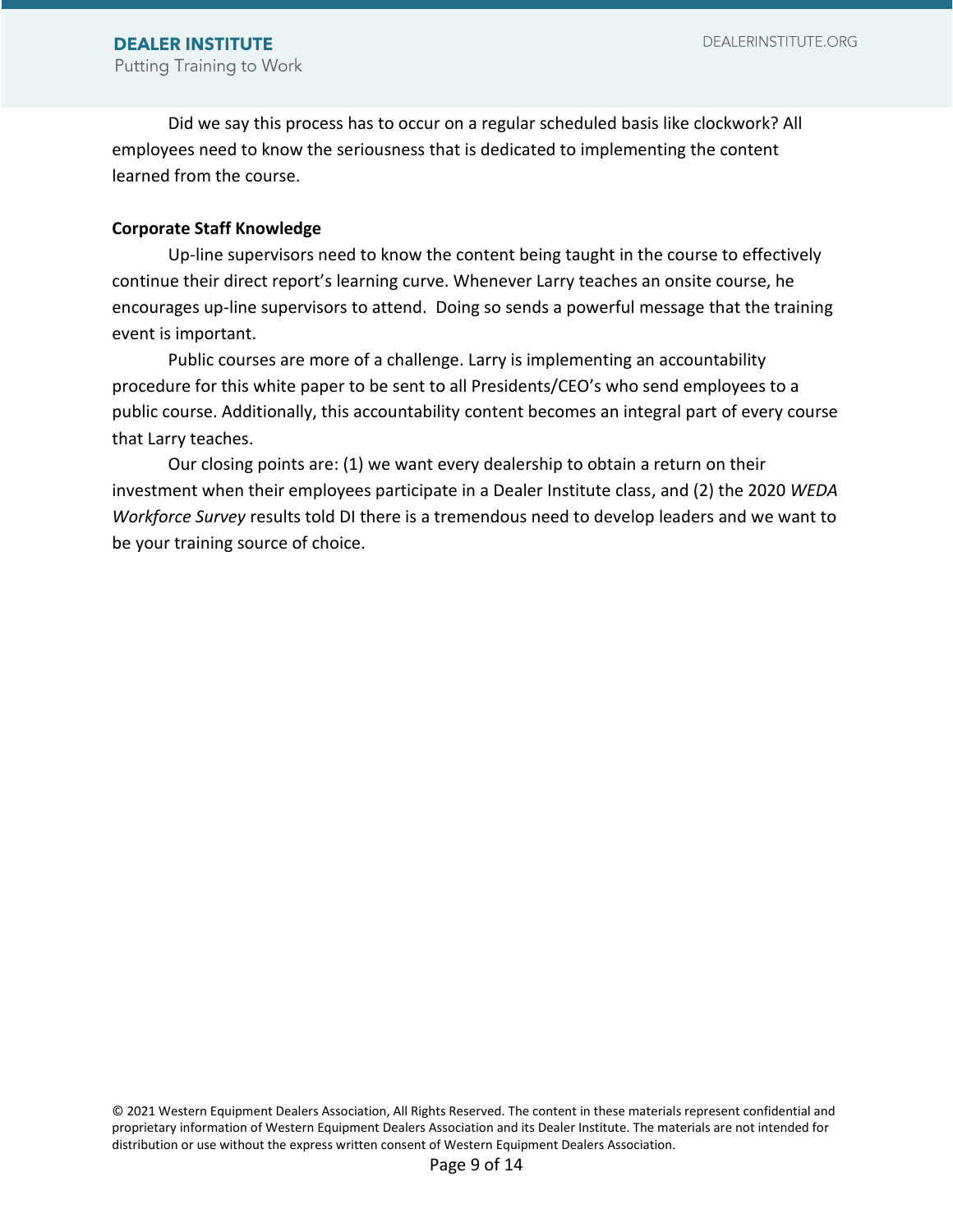Did we say this process has to occur on a regular scheduled basis like clockwork? All employees need to know the seriousness that is dedicated to implementing the content learned from the course.

**Corporate Staff Knowledge**

Up-line supervisors need to know the content being taught in the course to effectively continue their direct report's learning curve. Whenever Larry teaches an onsite course, he encourages up-line supervisors to attend. Doing so sends a powerful message that the training event is important.

Public courses are more of a challenge. Larry is implementing an accountability procedure for this white paper to be sent to all Presidents/CEO's who send employees to a public course. Additionally, this accountability content becomes an integral part of every course that Larry teaches.

Our closing points are: (1) we want every dealership to obtain a return on their investment when their employees participate in a Dealer Institute class, and (2) the 2020 *WEDA Workforce Survey* results told DI there is a tremendous need to develop leaders and we want to be your training source of choice.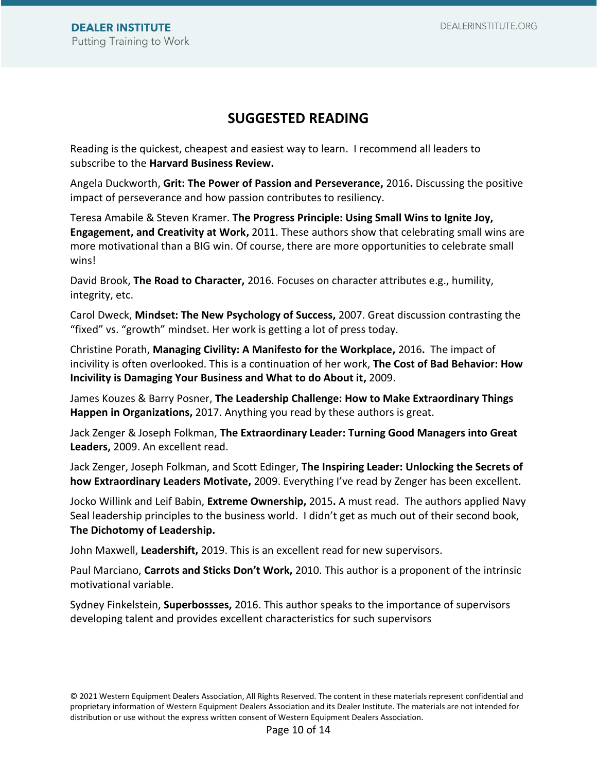## SUGGESTED READING

Reading is the quickest, cheapest and easiest way to learn. I recommend all leaders to subscribe to the **Harvard Business Review.**

Angela Duckworth, **Grit: The Power of Passion and Perseverance,** 2016**.** Discussing the positive impact of perseverance and how passion contributes to resiliency.

Teresa Amabile & Steven Kramer. **The Progress Principle: Using Small Wins to Ignite Joy, Engagement, and Creativity at Work,** 2011. These authors show that celebrating small wins are more motivational than a BIG win. Of course, there are more opportunities to celebrate small wins!

David Brook, **The Road to Character,** 2016. Focuses on character attributes e.g., humility, integrity, etc.

Carol Dweck, **Mindset: The New Psychology of Success,** 2007. Great discussion contrasting the "fixed" vs. "growth" mindset. Her work is getting a lot of press today.

Christine Porath, **Managing Civility: A Manifesto for the Workplace,** 2016**.** The impact of incivility is often overlooked. This is a continuation of her work, **The Cost of Bad Behavior: How Incivility is Damaging Your Business and What to do About it,** 2009.

James Kouzes & Barry Posner, **The Leadership Challenge: How to Make Extraordinary Things Happen in Organizations,** 2017. Anything you read by these authors is great.

Jack Zenger & Joseph Folkman, **The Extraordinary Leader: Turning Good Managers into Great Leaders,** 2009. An excellent read.

Jack Zenger, Joseph Folkman, and Scott Edinger, **The Inspiring Leader: Unlocking the Secrets of how Extraordinary Leaders Motivate,** 2009. Everything I've read by Zenger has been excellent.

Jocko Willink and Leif Babin, **Extreme Ownership,** 2015**.** A must read. The authors applied Navy Seal leadership principles to the business world. I didn't get as much out of their second book, **The Dichotomy of Leadership.**

John Maxwell, **Leadershift,** 2019. This is an excellent read for new supervisors.

Paul Marciano, **Carrots and Sticks Don't Work,** 2010. This author is a proponent of the intrinsic motivational variable.

Sydney Finkelstein, **Superbossses,** 2016. This author speaks to the importance of supervisors developing talent and provides excellent characteristics for such supervisors

© 2021 Western Equipment Dealers Association, All Rights Reserved. The content in these materials represent confidential and proprietary information of Western Equipment Dealers Association and its Dealer Institute. The materials are not intended for distribution or use without the express written consent of Western Equipment Dealers Association.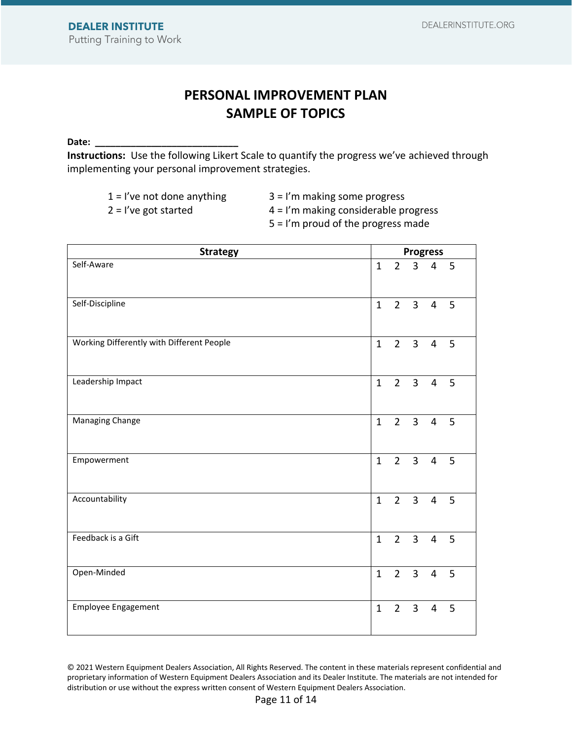# PERSONAL IMPROVEMENT PLAN
## SAMPLE OF TOPICS

**Date:** ___________________________

**Instructions:** Use the following Likert Scale to quantify the progress we've achieved through implementing your personal improvement strategies.

1 = I've not done anything
2 = I've got started
3 = I'm making some progress
4 = I'm making considerable progress
5 = I'm proud of the progress made

| Strategy | Progress |
|---|---|
| Self-Aware | 1 2 3 4 5 |
| Self-Discipline | 1 2 3 4 5 |
| Working Differently with Different People | 1 2 3 4 5 |
| Leadership Impact | 1 2 3 4 5 |
| Managing Change | 1 2 3 4 5 |
| Empowerment | 1 2 3 4 5 |
| Accountability | 1 2 3 4 5 |
| Feedback is a Gift | 1 2 3 4 5 |
| Open-Minded | 1 2 3 4 5 |
| Employee Engagement | 1 2 3 4 5 |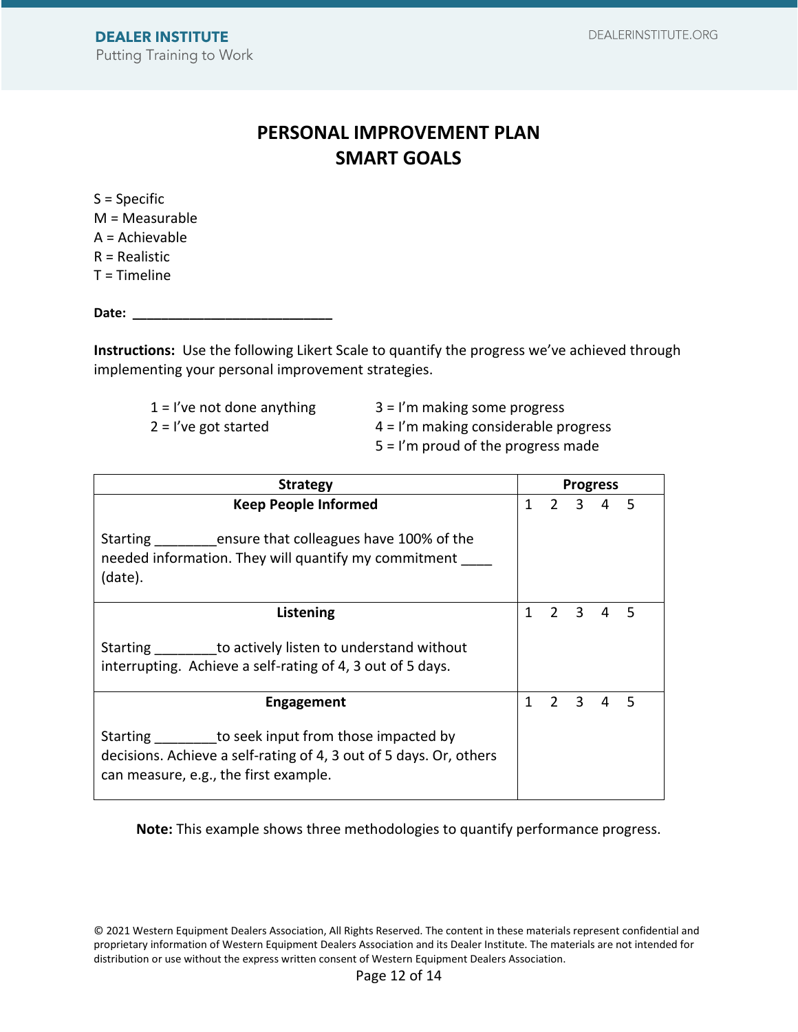# PERSONAL IMPROVEMENT PLAN
# SMART GOALS

S = Specific
M = Measurable
A = Achievable
R = Realistic
T = Timeline

**Date:** ____________________________

**Instructions:** Use the following Likert Scale to quantify the progress we've achieved through implementing your personal improvement strategies.

1 = I've not done anything
2 = I've got started
3 = I'm making some progress
4 = I'm making considerable progress
5 = I'm proud of the progress made

| Strategy | Progress |
|---|---|
| **Keep People Informed**<br><br>Starting ________ensure that colleagues have 100% of the needed information. They will quantify my commitment ____ (date). | 1 2 3 4 5 |
| **Listening**<br><br>Starting ________to actively listen to understand without interrupting. Achieve a self-rating of 4, 3 out of 5 days. | 1 2 3 4 5 |
| **Engagement**<br><br>Starting ________to seek input from those impacted by decisions. Achieve a self-rating of 4, 3 out of 5 days. Or, others can measure, e.g., the first example. | 1 2 3 4 5 |

**Note:** This example shows three methodologies to quantify performance progress.

© 2021 Western Equipment Dealers Association, All Rights Reserved. The content in these materials represent confidential and proprietary information of Western Equipment Dealers Association and its Dealer Institute. The materials are not intended for distribution or use without the express written consent of Western Equipment Dealers Association.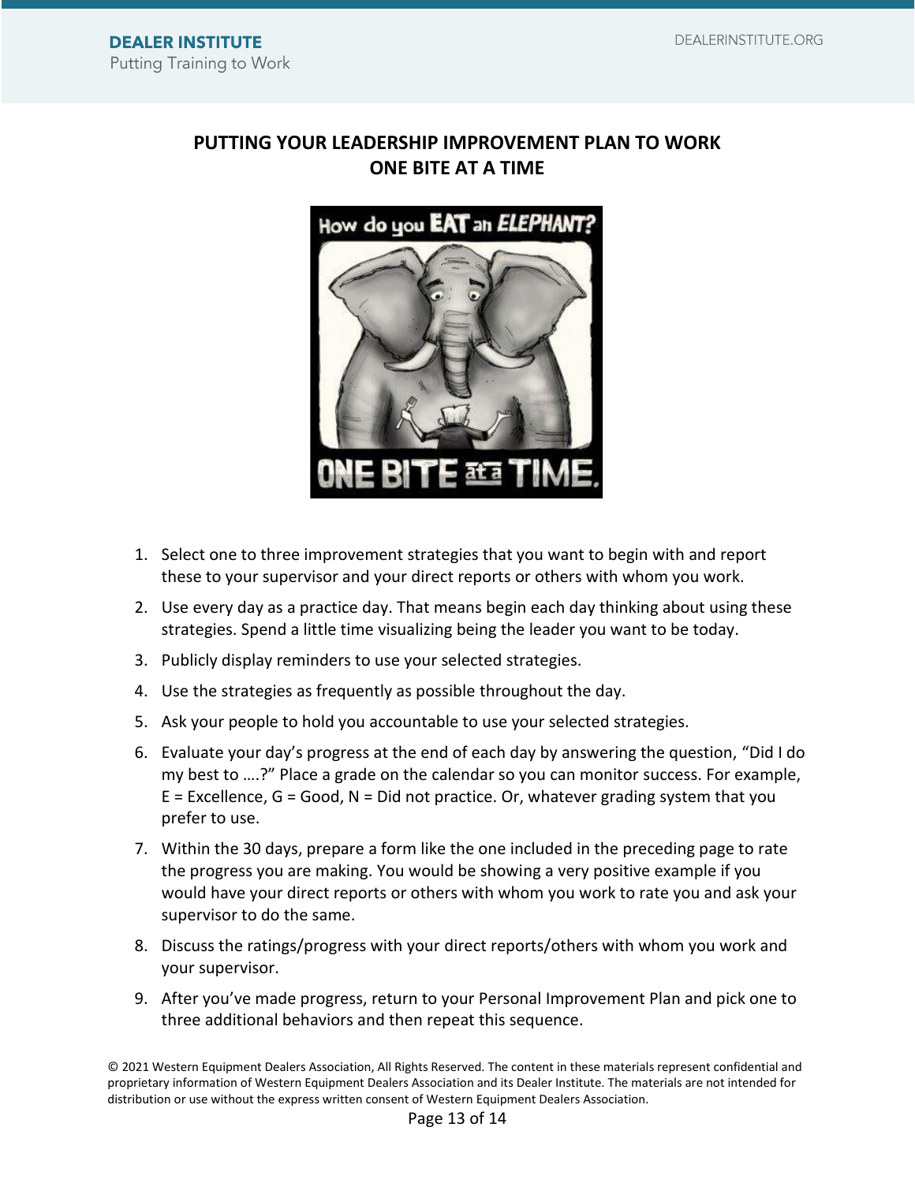# PUTTING YOUR LEADERSHIP IMPROVEMENT PLAN TO WORK ONE BITE AT A TIME

1. Select one to three improvement strategies that you want to begin with and report these to your supervisor and your direct reports or others with whom you work.
2. Use every day as a practice day. That means begin each day thinking about using these strategies. Spend a little time visualizing being the leader you want to be today.
3. Publicly display reminders to use your selected strategies.
4. Use the strategies as frequently as possible throughout the day.
5. Ask your people to hold you accountable to use your selected strategies.
6. Evaluate your day's progress at the end of each day by answering the question, "Did I do my best to ….?" Place a grade on the calendar so you can monitor success. For example, E = Excellence, G = Good, N = Did not practice. Or, whatever grading system that you prefer to use.
7. Within the 30 days, prepare a form like the one included in the preceding page to rate the progress you are making. You would be showing a very positive example if you would have your direct reports or others with whom you work to rate you and ask your supervisor to do the same.
8. Discuss the ratings/progress with your direct reports/others with whom you work and your supervisor.
9. After you've made progress, return to your Personal Improvement Plan and pick one to three additional behaviors and then repeat this sequence.

© 2021 Western Equipment Dealers Association, All Rights Reserved. The content in these materials represent confidential and proprietary information of Western Equipment Dealers Association and its Dealer Institute. The materials are not intended for distribution or use without the express written consent of Western Equipment Dealers Association.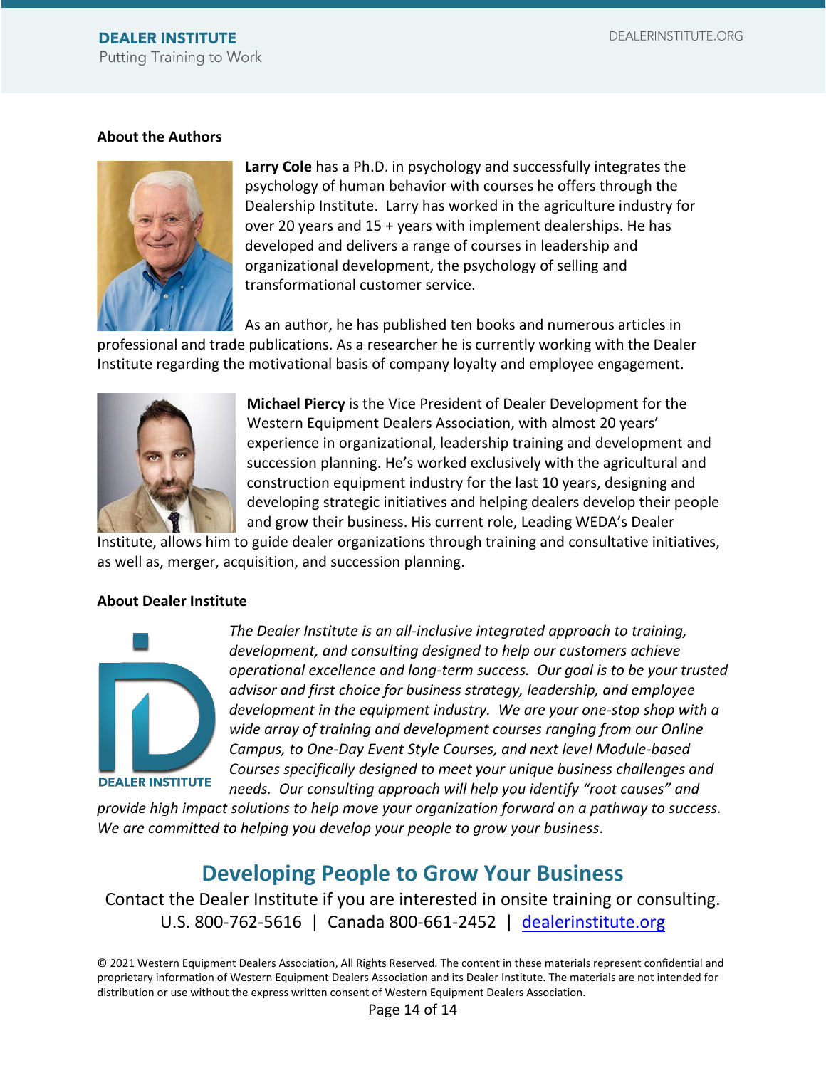## About the Authors

**Larry Cole** has a Ph.D. in psychology and successfully integrates the psychology of human behavior with courses he offers through the Dealership Institute. Larry has worked in the agriculture industry for over 20 years and 15 + years with implement dealerships. He has developed and delivers a range of courses in leadership and organizational development, the psychology of selling and transformational customer service.

As an author, he has published ten books and numerous articles in professional and trade publications. As a researcher he is currently working with the Dealer Institute regarding the motivational basis of company loyalty and employee engagement.

**Michael Piercy** is the Vice President of Dealer Development for the Western Equipment Dealers Association, with almost 20 years' experience in organizational, leadership training and development and succession planning. He's worked exclusively with the agricultural and construction equipment industry for the last 10 years, designing and developing strategic initiatives and helping dealers develop their people and grow their business. His current role, Leading WEDA's Dealer Institute, allows him to guide dealer organizations through training and consultative initiatives, as well as, merger, acquisition, and succession planning.

## About Dealer Institute

DEALER INSTITUTE

*The Dealer Institute is an all-inclusive integrated approach to training, development, and consulting designed to help our customers achieve operational excellence and long-term success. Our goal is to be your trusted advisor and first choice for business strategy, leadership, and employee development in the equipment industry. We are your one-stop shop with a wide array of training and development courses ranging from our Online Campus, to One-Day Event Style Courses, and next level Module-based Courses specifically designed to meet your unique business challenges and needs. Our consulting approach will help you identify "root causes" and provide high impact solutions to help move your organization forward on a pathway to success. We are committed to helping you develop your people to grow your business.*

## Developing People to Grow Your Business

Contact the Dealer Institute if you are interested in onsite training or consulting.

U.S. 800-762-5616 | Canada 800-661-2452 | [dealerinstitute.org](dealerinstitute.org)

© 2021 Western Equipment Dealers Association, All Rights Reserved. The content in these materials represent confidential and proprietary information of Western Equipment Dealers Association and its Dealer Institute. The materials are not intended for distribution or use without the express written consent of Western Equipment Dealers Association.